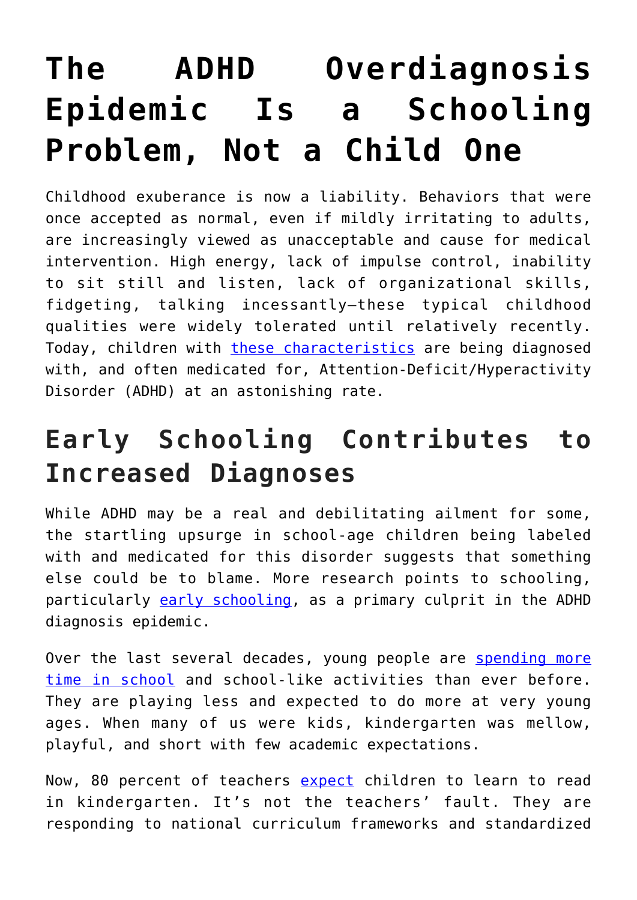# The ADHD Overdiagnosis Epidemic Is a Schooling Problem, Not a Child One

Childhood exuberance is now a liability. Behaviors that were once accepted as normal, even if mildly irritating to adults, are increasingly viewed as unacceptable and cause for medical intervention. High energy, lack of impulse control, inability to sit still and listen, lack of organizational skills, fidgeting, talking incessantly—these typical childhood qualities were widely tolerated until relatively recently. Today, children with these characteristics are being diagnosed with, and often medicated for, Attention-Deficit/Hyperactivity Disorder (ADHD) at an astonishing rate.

## Early Schooling Contributes to Increased Diagnoses

While ADHD may be a real and debilitating ailment for some, the startling upsurge in school-age children being labeled with and medicated for this disorder suggests that something else could be to blame. More research points to schooling, particularly early schooling, as a primary culprit in the ADHD diagnosis epidemic.

Over the last several decades, young people are spending more time in school and school-like activities than ever before. They are playing less and expected to do more at very young ages. When many of us were kids, kindergarten was mellow, playful, and short with few academic expectations.

Now, 80 percent of teachers expect children to learn to read in kindergarten. It's not the teachers' fault. They are responding to national curriculum frameworks and standardized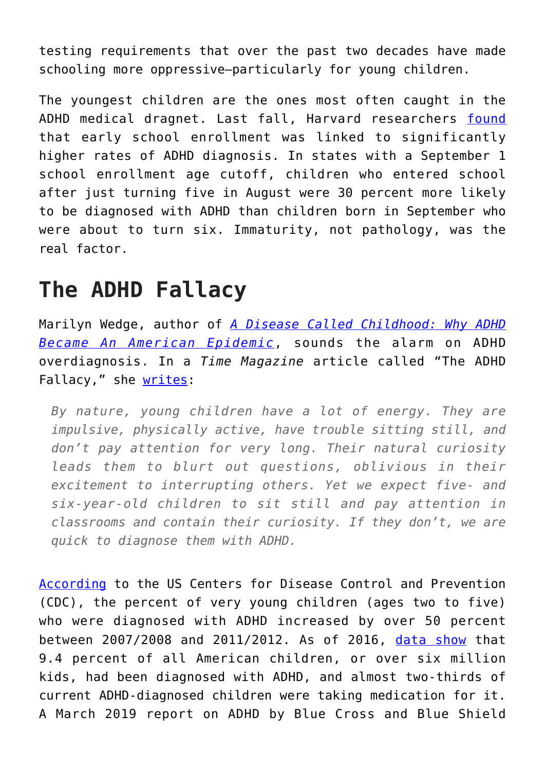testing requirements that over the past two decades have made schooling more oppressive—particularly for young children.

The youngest children are the ones most often caught in the ADHD medical dragnet. Last fall, Harvard researchers found that early school enrollment was linked to significantly higher rates of ADHD diagnosis. In states with a September 1 school enrollment age cutoff, children who entered school after just turning five in August were 30 percent more likely to be diagnosed with ADHD than children born in September who were about to turn six. Immaturity, not pathology, was the real factor.

## The ADHD Fallacy

Marilyn Wedge, author of *A Disease Called Childhood: Why ADHD Became An American Epidemic*, sounds the alarm on ADHD overdiagnosis. In a *Time Magazine* article called "The ADHD Fallacy," she writes:

> *By nature, young children have a lot of energy. They are impulsive, physically active, have trouble sitting still, and don't pay attention for very long. Their natural curiosity leads them to blurt out questions, oblivious in their excitement to interrupting others. Yet we expect five- and six-year-old children to sit still and pay attention in classrooms and contain their curiosity. If they don't, we are quick to diagnose them with ADHD.*

According to the US Centers for Disease Control and Prevention (CDC), the percent of very young children (ages two to five) who were diagnosed with ADHD increased by over 50 percent between 2007/2008 and 2011/2012. As of 2016, data show that 9.4 percent of all American children, or over six million kids, had been diagnosed with ADHD, and almost two-thirds of current ADHD-diagnosed children were taking medication for it. A March 2019 report on ADHD by Blue Cross and Blue Shield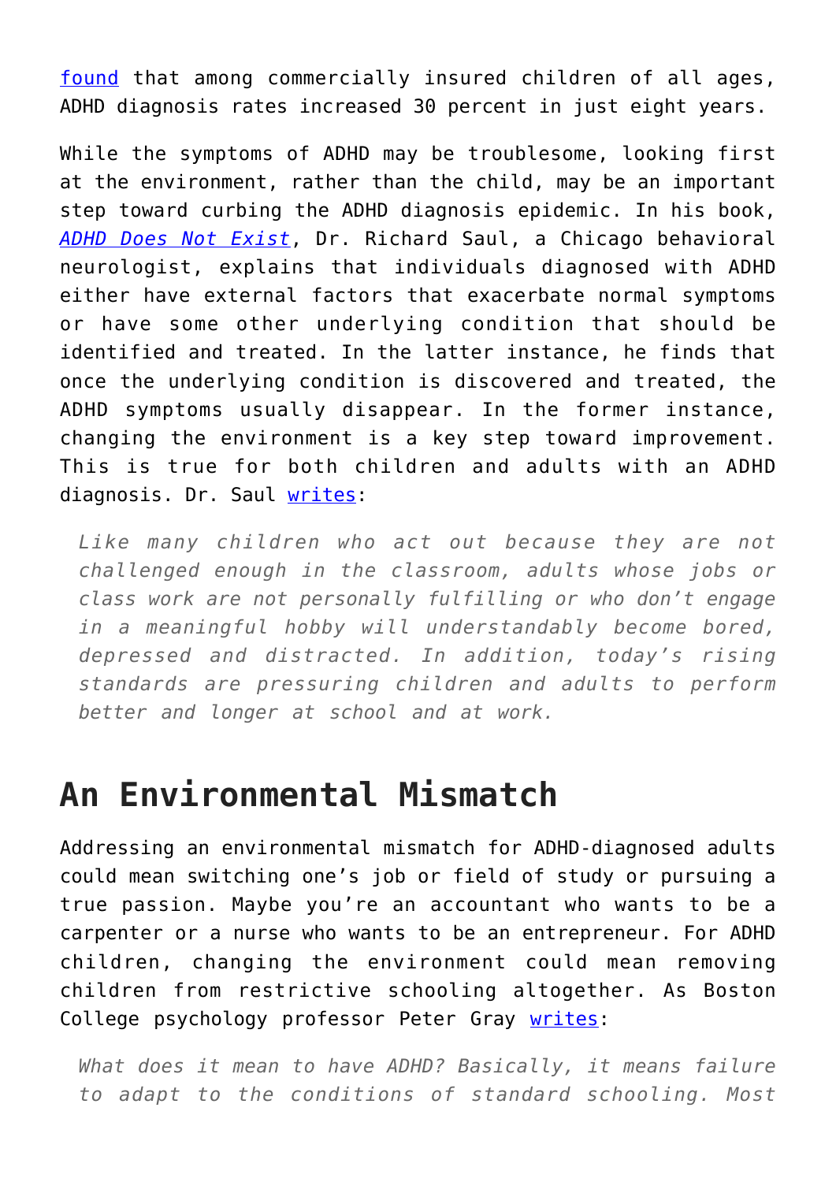found that among commercially insured children of all ages, ADHD diagnosis rates increased 30 percent in just eight years.

While the symptoms of ADHD may be troublesome, looking first at the environment, rather than the child, may be an important step toward curbing the ADHD diagnosis epidemic. In his book, *ADHD Does Not Exist*, Dr. Richard Saul, a Chicago behavioral neurologist, explains that individuals diagnosed with ADHD either have external factors that exacerbate normal symptoms or have some other underlying condition that should be identified and treated. In the latter instance, he finds that once the underlying condition is discovered and treated, the ADHD symptoms usually disappear. In the former instance, changing the environment is a key step toward improvement. This is true for both children and adults with an ADHD diagnosis. Dr. Saul writes:

> *Like many children who act out because they are not challenged enough in the classroom, adults whose jobs or class work are not personally fulfilling or who don't engage in a meaningful hobby will understandably become bored, depressed and distracted. In addition, today's rising standards are pressuring children and adults to perform better and longer at school and at work.*

## An Environmental Mismatch

Addressing an environmental mismatch for ADHD-diagnosed adults could mean switching one's job or field of study or pursuing a true passion. Maybe you're an accountant who wants to be a carpenter or a nurse who wants to be an entrepreneur. For ADHD children, changing the environment could mean removing children from restrictive schooling altogether. As Boston College psychology professor Peter Gray writes:

> *What does it mean to have ADHD? Basically, it means failure to adapt to the conditions of standard schooling. Most*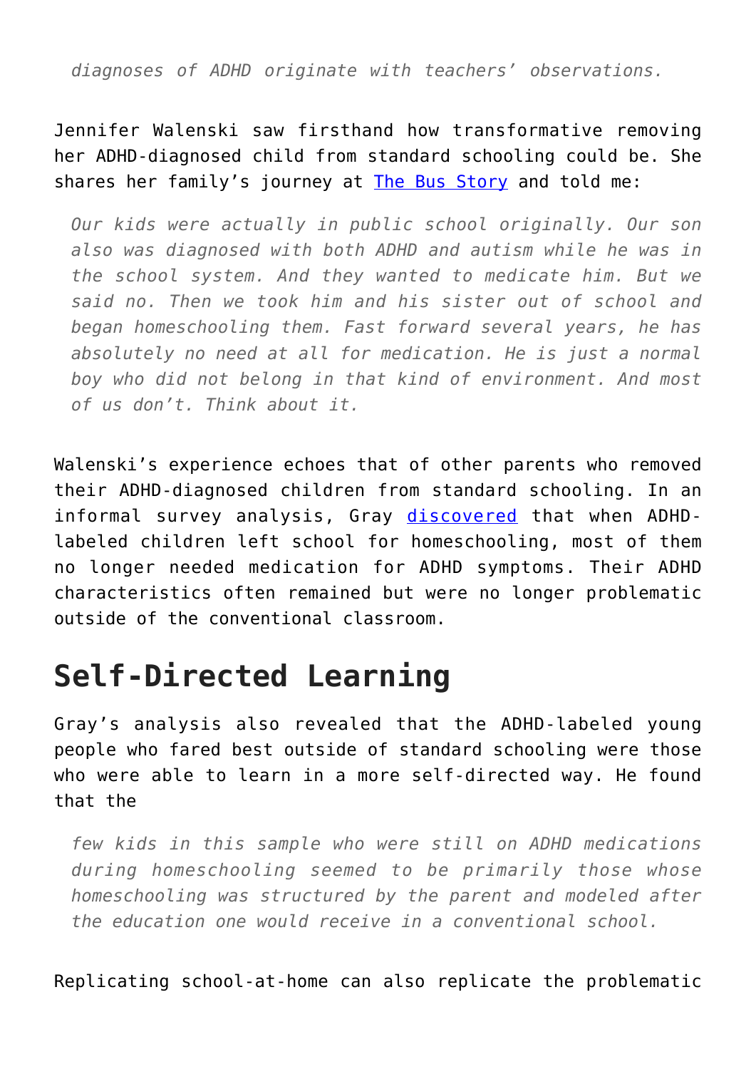*diagnoses of ADHD originate with teachers' observations.*

Jennifer Walenski saw firsthand how transformative removing her ADHD-diagnosed child from standard schooling could be. She shares her family's journey at [The Bus Story]() and told me:

> *Our kids were actually in public school originally. Our son also was diagnosed with both ADHD and autism while he was in the school system. And they wanted to medicate him. But we said no. Then we took him and his sister out of school and began homeschooling them. Fast forward several years, he has absolutely no need at all for medication. He is just a normal boy who did not belong in that kind of environment. And most of us don't. Think about it.*

Walenski's experience echoes that of other parents who removed their ADHD-diagnosed children from standard schooling. In an informal survey analysis, Gray [discovered]() that when ADHD-labeled children left school for homeschooling, most of them no longer needed medication for ADHD symptoms. Their ADHD characteristics often remained but were no longer problematic outside of the conventional classroom.

## Self-Directed Learning

Gray's analysis also revealed that the ADHD-labeled young people who fared best outside of standard schooling were those who were able to learn in a more self-directed way. He found that the

> *few kids in this sample who were still on ADHD medications during homeschooling seemed to be primarily those whose homeschooling was structured by the parent and modeled after the education one would receive in a conventional school.*

Replicating school-at-home can also replicate the problematic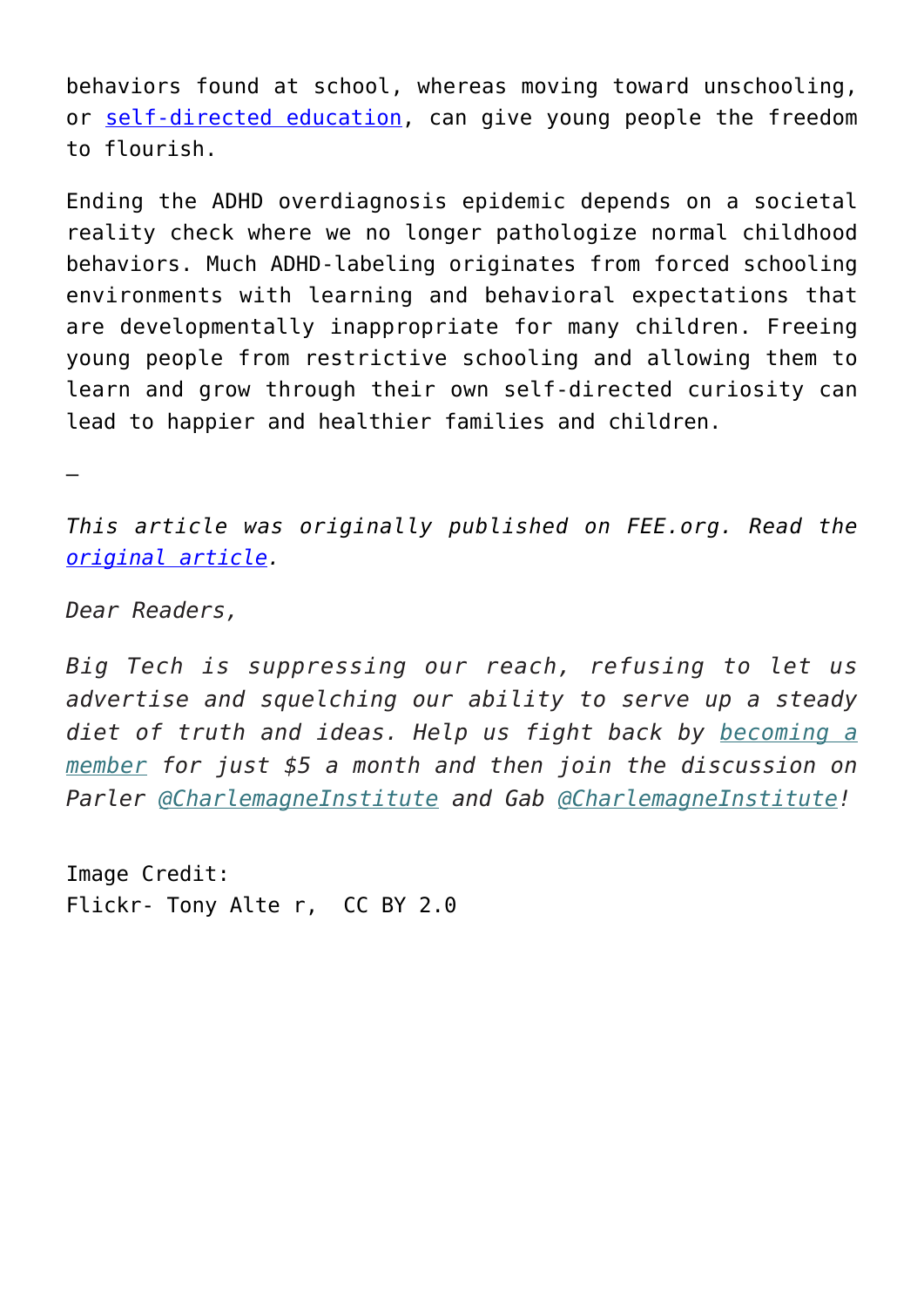behaviors found at school, whereas moving toward unschooling, or [self-directed education](), can give young people the freedom to flourish.

Ending the ADHD overdiagnosis epidemic depends on a societal reality check where we no longer pathologize normal childhood behaviors. Much ADHD-labeling originates from forced schooling environments with learning and behavioral expectations that are developmentally inappropriate for many children. Freeing young people from restrictive schooling and allowing them to learn and grow through their own self-directed curiosity can lead to happier and healthier families and children.

—

*This article was originally published on FEE.org. Read the [original article]().*

*Dear Readers,*

*Big Tech is suppressing our reach, refusing to let us advertise and squelching our ability to serve up a steady diet of truth and ideas. Help us fight back by [becoming a member]() for just $5 a month and then join the discussion on Parler [@CharlemagneInstitute]() and Gab [@CharlemagneInstitute]()!*

Image Credit:
Flickr- Tony Alte r, CC BY 2.0